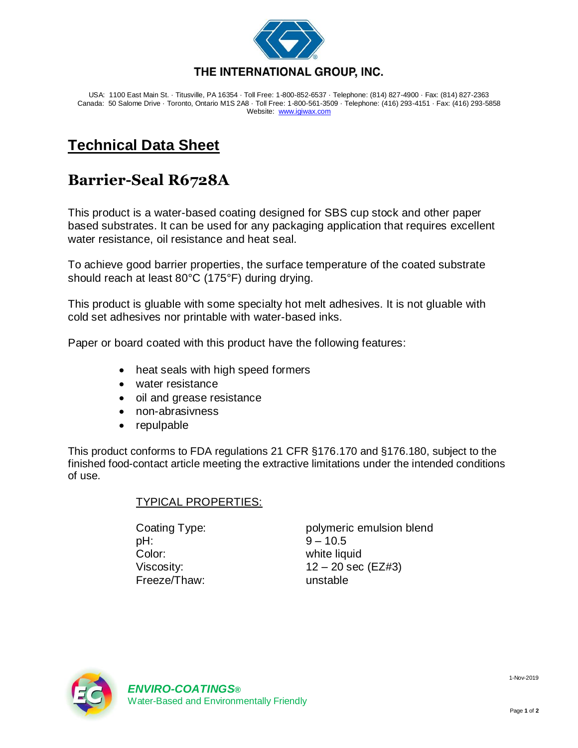THE INTERNATIONAL GROUP, INC.

USA: 1100 East Main St. · Titusville, PA 16354 · Toll Free: 1-800-852-6537 · Telephone: (814) 827-4900 · Fax: (814) 827-2363
Canada: 50 Salome Drive · Toronto, Ontario M1S 2A8 · Toll Free: 1-800-561-3509 · Telephone: (416) 293-4151 · Fax: (416) 293-5858
Website: www.igiwax.com

# Technical Data Sheet

## Barrier-Seal R6728A

This product is a water-based coating designed for SBS cup stock and other paper based substrates. It can be used for any packaging application that requires excellent water resistance, oil resistance and heat seal.

To achieve good barrier properties, the surface temperature of the coated substrate should reach at least 80°C (175°F) during drying.

This product is gluable with some specialty hot melt adhesives. It is not gluable with cold set adhesives nor printable with water-based inks.

Paper or board coated with this product have the following features:

- heat seals with high speed formers
- water resistance
- oil and grease resistance
- non-abrasivness
- repulpable

This product conforms to FDA regulations 21 CFR §176.170 and §176.180, subject to the finished food-contact article meeting the extractive limitations under the intended conditions of use.

TYPICAL PROPERTIES:

| | |
|---|---|
| Coating Type: | polymeric emulsion blend |
| pH: | 9 – 10.5 |
| Color: | white liquid |
| Viscosity: | 12 – 20 sec (EZ#3) |
| Freeze/Thaw: | unstable |

***ENVIRO-COATINGS®***
Water-Based and Environmentally Friendly

1-Nov-2019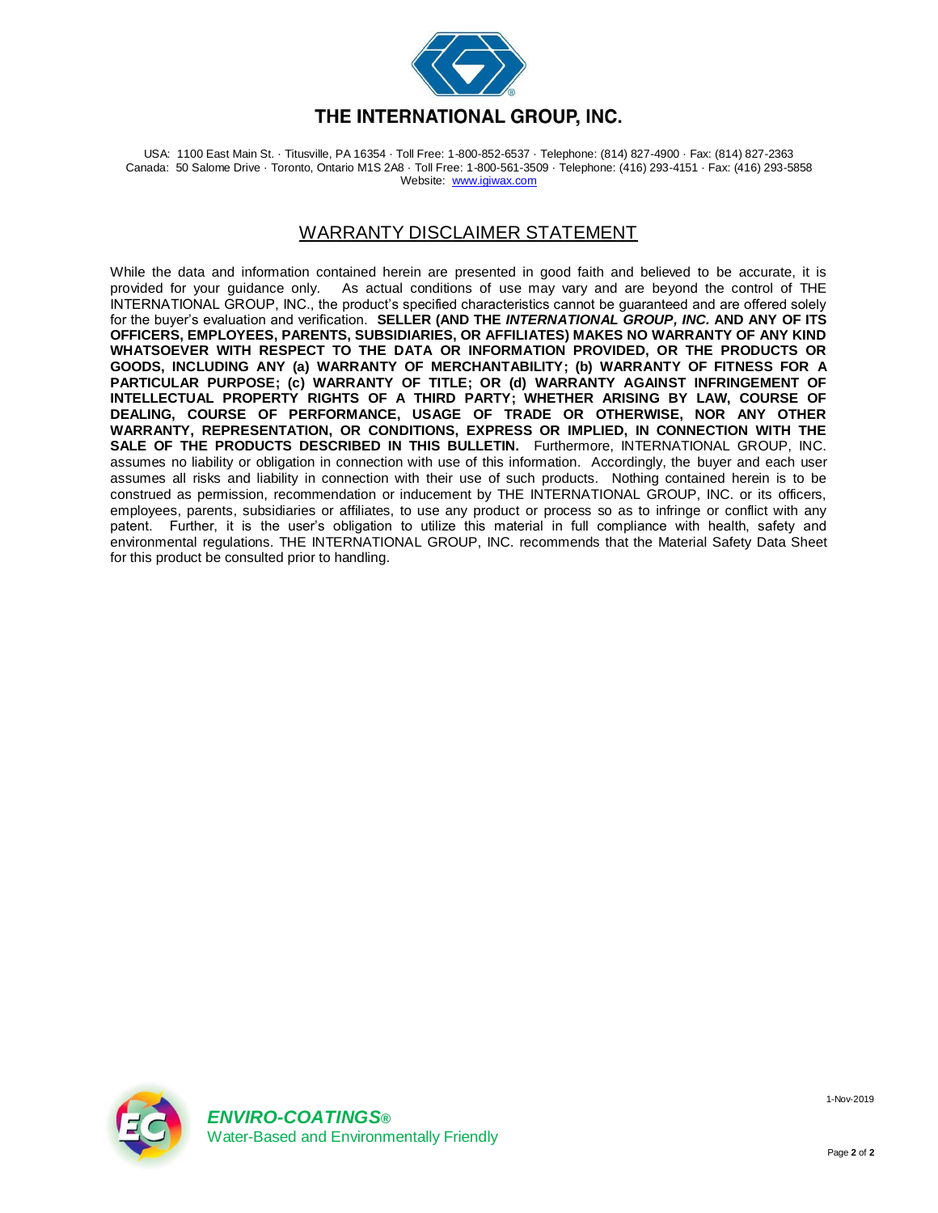**THE INTERNATIONAL GROUP, INC.**

USA: 1100 East Main St. · Titusville, PA 16354 · Toll Free: 1-800-852-6537 · Telephone: (814) 827-4900 · Fax: (814) 827-2363
Canada: 50 Salome Drive · Toronto, Ontario M1S 2A8 · Toll Free: 1-800-561-3509 · Telephone: (416) 293-4151 · Fax: (416) 293-5858
Website: [www.igiwax.com](http://www.igiwax.com)

## WARRANTY DISCLAIMER STATEMENT

While the data and information contained herein are presented in good faith and believed to be accurate, it is provided for your guidance only. As actual conditions of use may vary and are beyond the control of THE INTERNATIONAL GROUP, INC., the product's specified characteristics cannot be guaranteed and are offered solely for the buyer's evaluation and verification. **SELLER (AND THE *INTERNATIONAL GROUP, INC.* AND ANY OF ITS OFFICERS, EMPLOYEES, PARENTS, SUBSIDIARIES, OR AFFILIATES) MAKES NO WARRANTY OF ANY KIND WHATSOEVER WITH RESPECT TO THE DATA OR INFORMATION PROVIDED, OR THE PRODUCTS OR GOODS, INCLUDING ANY (a) WARRANTY OF MERCHANTABILITY; (b) WARRANTY OF FITNESS FOR A PARTICULAR PURPOSE; (c) WARRANTY OF TITLE; OR (d) WARRANTY AGAINST INFRINGEMENT OF INTELLECTUAL PROPERTY RIGHTS OF A THIRD PARTY; WHETHER ARISING BY LAW, COURSE OF DEALING, COURSE OF PERFORMANCE, USAGE OF TRADE OR OTHERWISE, NOR ANY OTHER WARRANTY, REPRESENTATION, OR CONDITIONS, EXPRESS OR IMPLIED, IN CONNECTION WITH THE SALE OF THE PRODUCTS DESCRIBED IN THIS BULLETIN.** Furthermore, INTERNATIONAL GROUP, INC. assumes no liability or obligation in connection with use of this information. Accordingly, the buyer and each user assumes all risks and liability in connection with their use of such products. Nothing contained herein is to be construed as permission, recommendation or inducement by THE INTERNATIONAL GROUP, INC. or its officers, employees, parents, subsidiaries or affiliates, to use any product or process so as to infringe or conflict with any patent. Further, it is the user's obligation to utilize this material in full compliance with health, safety and environmental regulations. THE INTERNATIONAL GROUP, INC. recommends that the Material Safety Data Sheet for this product be consulted prior to handling.

***ENVIRO-COATINGS®***
Water-Based and Environmentally Friendly

1-Nov-2019